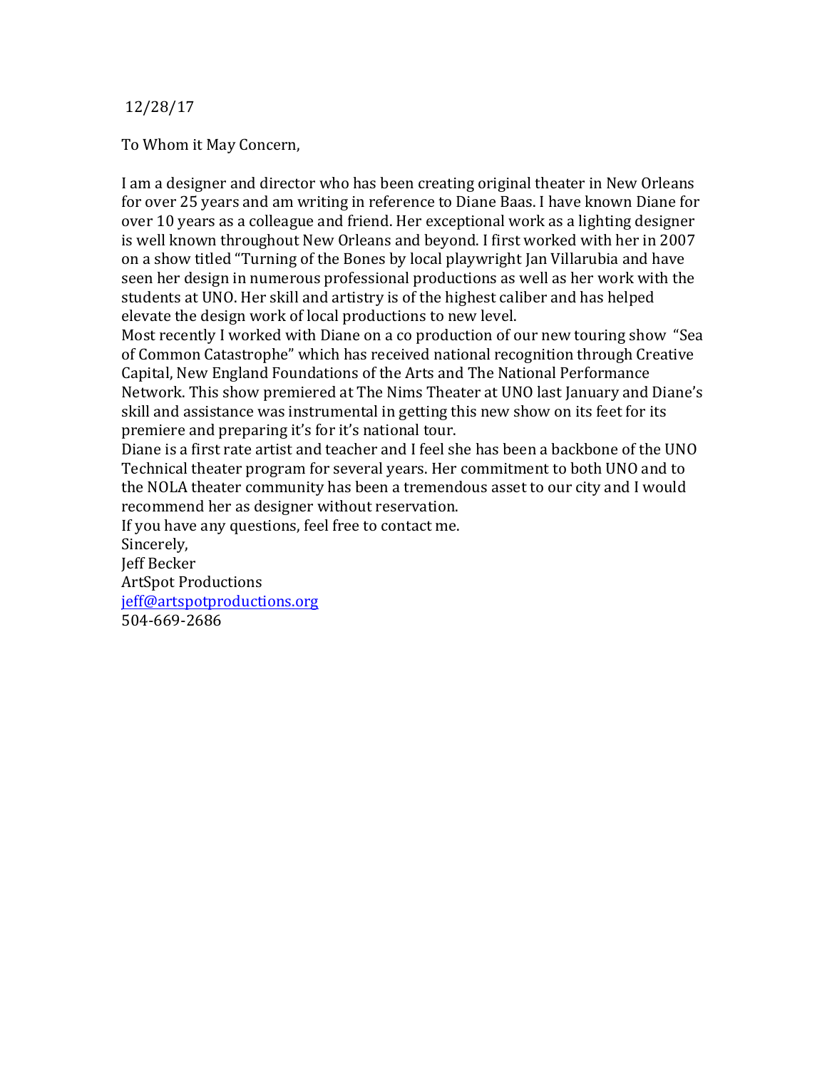12/28/17

To Whom it May Concern,

I am a designer and director who has been creating original theater in New Orleans for over 25 years and am writing in reference to Diane Baas. I have known Diane for over 10 years as a colleague and friend. Her exceptional work as a lighting designer is well known throughout New Orleans and beyond. I first worked with her in 2007 on a show titled "Turning of the Bones by local playwright Jan Villarubia and have seen her design in numerous professional productions as well as her work with the students at UNO. Her skill and artistry is of the highest caliber and has helped elevate the design work of local productions to new level.

Most recently I worked with Diane on a co production of our new touring show "Sea of Common Catastrophe" which has received national recognition through Creative Capital, New England Foundations of the Arts and The National Performance Network. This show premiered at The Nims Theater at UNO last January and Diane's skill and assistance was instrumental in getting this new show on its feet for its premiere and preparing it's for it's national tour.

Diane is a first rate artist and teacher and I feel she has been a backbone of the UNO Technical theater program for several years. Her commitment to both UNO and to the NOLA theater community has been a tremendous asset to our city and I would recommend her as designer without reservation.

If you have any questions, feel free to contact me.

Sincerely,
Jeff Becker
ArtSpot Productions
jeff@artspotproductions.org
504-669-2686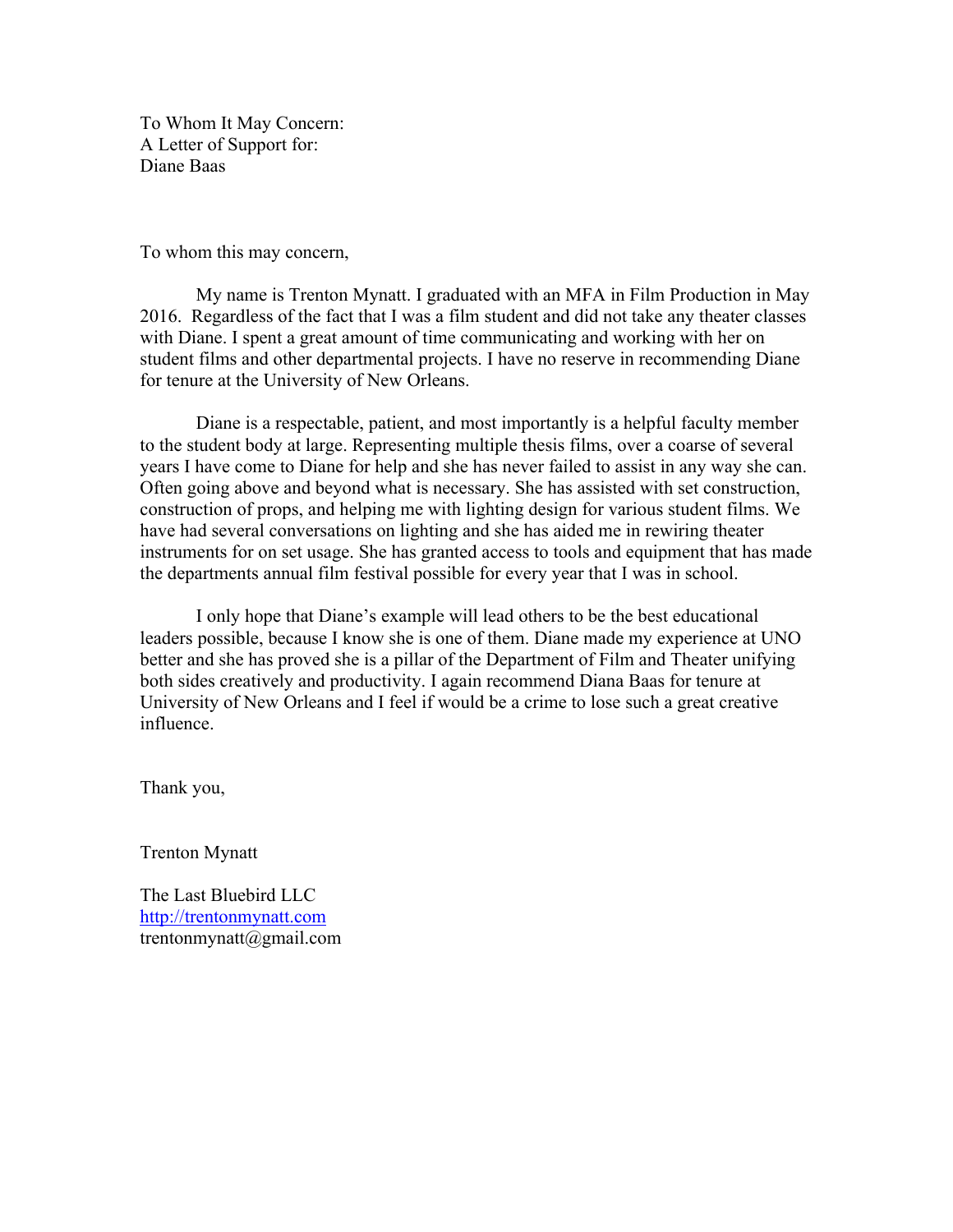To Whom It May Concern:
A Letter of Support for:
Diane Baas

To whom this may concern,

My name is Trenton Mynatt. I graduated with an MFA in Film Production in May 2016. Regardless of the fact that I was a film student and did not take any theater classes with Diane. I spent a great amount of time communicating and working with her on student films and other departmental projects. I have no reserve in recommending Diane for tenure at the University of New Orleans.

Diane is a respectable, patient, and most importantly is a helpful faculty member to the student body at large. Representing multiple thesis films, over a coarse of several years I have come to Diane for help and she has never failed to assist in any way she can. Often going above and beyond what is necessary. She has assisted with set construction, construction of props, and helping me with lighting design for various student films. We have had several conversations on lighting and she has aided me in rewiring theater instruments for on set usage. She has granted access to tools and equipment that has made the departments annual film festival possible for every year that I was in school.

I only hope that Diane's example will lead others to be the best educational leaders possible, because I know she is one of them. Diane made my experience at UNO better and she has proved she is a pillar of the Department of Film and Theater unifying both sides creatively and productivity. I again recommend Diana Baas for tenure at University of New Orleans and I feel if would be a crime to lose such a great creative influence.

Thank you,

Trenton Mynatt

The Last Bluebird LLC
http://trentonmynatt.com
trentonmynatt@gmail.com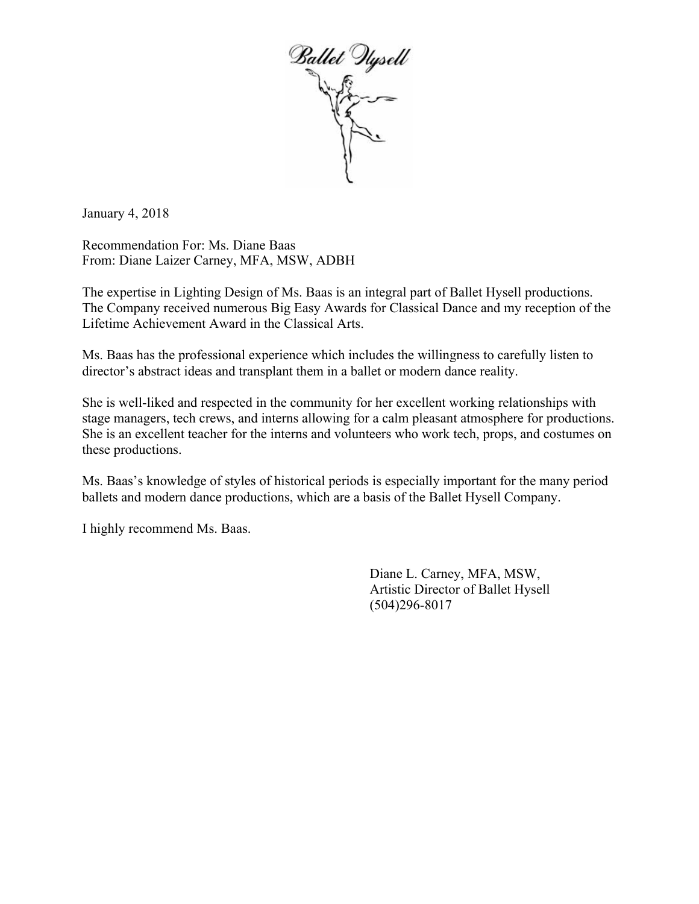Ballet Hysell

January 4, 2018

Recommendation For: Ms. Diane Baas
From: Diane Laizer Carney, MFA, MSW, ADBH

The expertise in Lighting Design of Ms. Baas is an integral part of Ballet Hysell productions. The Company received numerous Big Easy Awards for Classical Dance and my reception of the Lifetime Achievement Award in the Classical Arts.

Ms. Baas has the professional experience which includes the willingness to carefully listen to director's abstract ideas and transplant them in a ballet or modern dance reality.

She is well-liked and respected in the community for her excellent working relationships with stage managers, tech crews, and interns allowing for a calm pleasant atmosphere for productions. She is an excellent teacher for the interns and volunteers who work tech, props, and costumes on these productions.

Ms. Baas's knowledge of styles of historical periods is especially important for the many period ballets and modern dance productions, which are a basis of the Ballet Hysell Company.

I highly recommend Ms. Baas.

Diane L. Carney, MFA, MSW,
Artistic Director of Ballet Hysell
(504)296-8017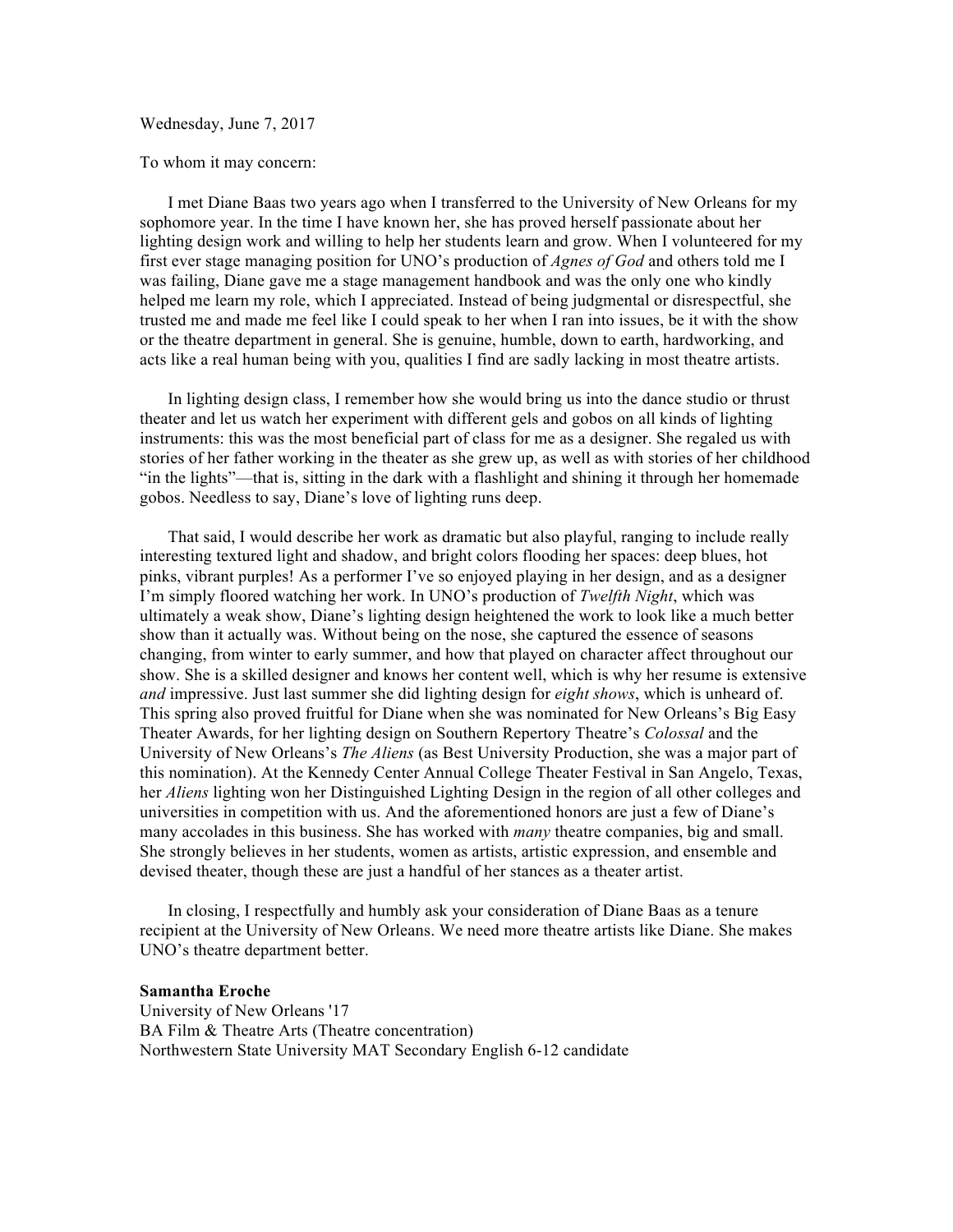Wednesday, June 7, 2017

To whom it may concern:

I met Diane Baas two years ago when I transferred to the University of New Orleans for my sophomore year. In the time I have known her, she has proved herself passionate about her lighting design work and willing to help her students learn and grow. When I volunteered for my first ever stage managing position for UNO's production of *Agnes of God* and others told me I was failing, Diane gave me a stage management handbook and was the only one who kindly helped me learn my role, which I appreciated. Instead of being judgmental or disrespectful, she trusted me and made me feel like I could speak to her when I ran into issues, be it with the show or the theatre department in general. She is genuine, humble, down to earth, hardworking, and acts like a real human being with you, qualities I find are sadly lacking in most theatre artists.

In lighting design class, I remember how she would bring us into the dance studio or thrust theater and let us watch her experiment with different gels and gobos on all kinds of lighting instruments: this was the most beneficial part of class for me as a designer. She regaled us with stories of her father working in the theater as she grew up, as well as with stories of her childhood "in the lights"—that is, sitting in the dark with a flashlight and shining it through her homemade gobos. Needless to say, Diane's love of lighting runs deep.

That said, I would describe her work as dramatic but also playful, ranging to include really interesting textured light and shadow, and bright colors flooding her spaces: deep blues, hot pinks, vibrant purples! As a performer I've so enjoyed playing in her design, and as a designer I'm simply floored watching her work. In UNO's production of *Twelfth Night*, which was ultimately a weak show, Diane's lighting design heightened the work to look like a much better show than it actually was. Without being on the nose, she captured the essence of seasons changing, from winter to early summer, and how that played on character affect throughout our show. She is a skilled designer and knows her content well, which is why her resume is extensive *and* impressive. Just last summer she did lighting design for *eight shows*, which is unheard of. This spring also proved fruitful for Diane when she was nominated for New Orleans's Big Easy Theater Awards, for her lighting design on Southern Repertory Theatre's *Colossal* and the University of New Orleans's *The Aliens* (as Best University Production, she was a major part of this nomination). At the Kennedy Center Annual College Theater Festival in San Angelo, Texas, her *Aliens* lighting won her Distinguished Lighting Design in the region of all other colleges and universities in competition with us. And the aforementioned honors are just a few of Diane's many accolades in this business. She has worked with *many* theatre companies, big and small. She strongly believes in her students, women as artists, artistic expression, and ensemble and devised theater, though these are just a handful of her stances as a theater artist.

In closing, I respectfully and humbly ask your consideration of Diane Baas as a tenure recipient at the University of New Orleans. We need more theatre artists like Diane. She makes UNO's theatre department better.

**Samantha Eroche**
University of New Orleans '17
BA Film & Theatre Arts (Theatre concentration)
Northwestern State University MAT Secondary English 6-12 candidate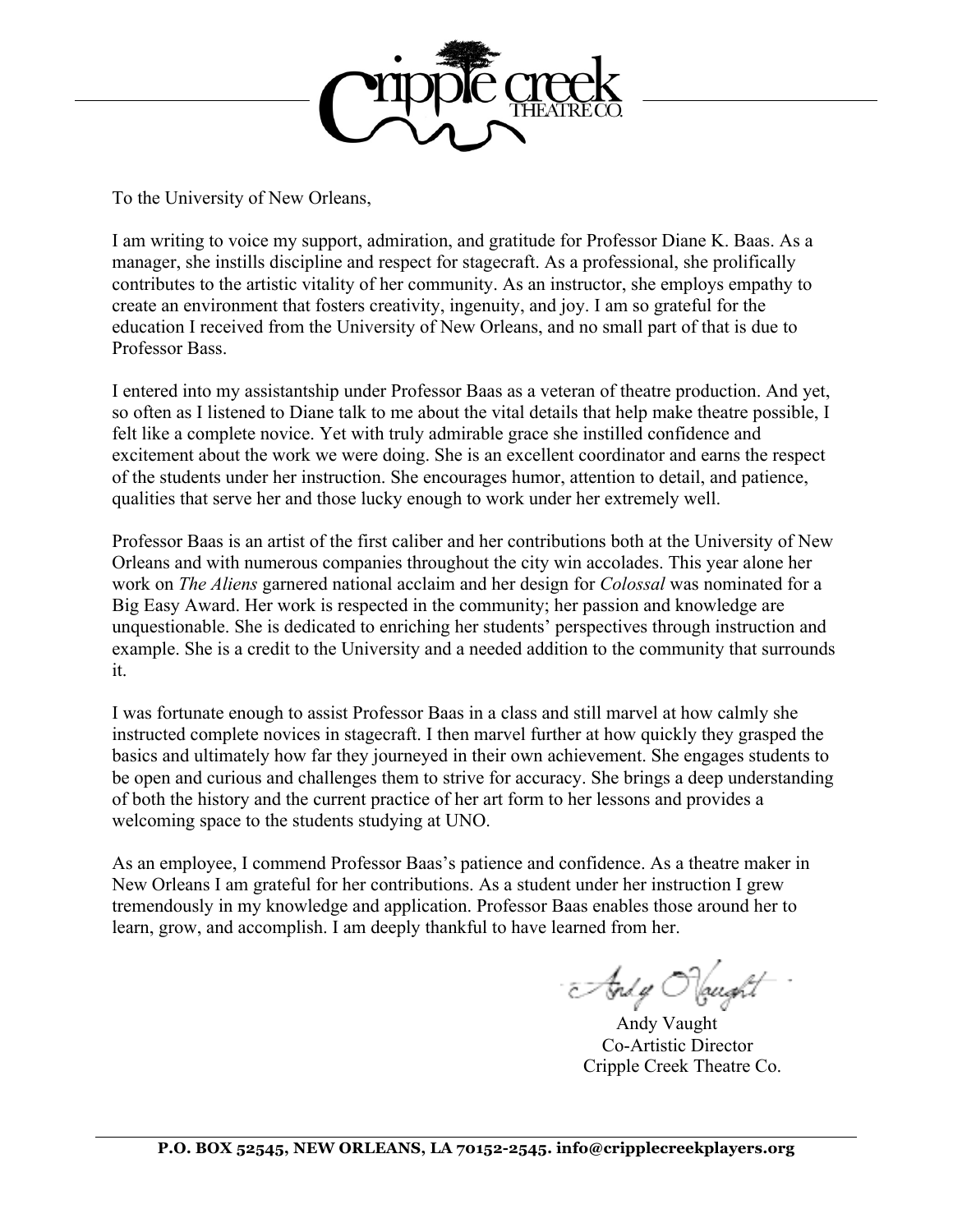Cripple creek THEATRE CO.

To the University of New Orleans,

I am writing to voice my support, admiration, and gratitude for Professor Diane K. Baas. As a manager, she instills discipline and respect for stagecraft. As a professional, she prolifically contributes to the artistic vitality of her community. As an instructor, she employs empathy to create an environment that fosters creativity, ingenuity, and joy. I am so grateful for the education I received from the University of New Orleans, and no small part of that is due to Professor Bass.

I entered into my assistantship under Professor Baas as a veteran of theatre production. And yet, so often as I listened to Diane talk to me about the vital details that help make theatre possible, I felt like a complete novice. Yet with truly admirable grace she instilled confidence and excitement about the work we were doing. She is an excellent coordinator and earns the respect of the students under her instruction. She encourages humor, attention to detail, and patience, qualities that serve her and those lucky enough to work under her extremely well.

Professor Baas is an artist of the first caliber and her contributions both at the University of New Orleans and with numerous companies throughout the city win accolades. This year alone her work on *The Aliens* garnered national acclaim and her design for *Colossal* was nominated for a Big Easy Award. Her work is respected in the community; her passion and knowledge are unquestionable. She is dedicated to enriching her students' perspectives through instruction and example. She is a credit to the University and a needed addition to the community that surrounds it.

I was fortunate enough to assist Professor Baas in a class and still marvel at how calmly she instructed complete novices in stagecraft. I then marvel further at how quickly they grasped the basics and ultimately how far they journeyed in their own achievement. She engages students to be open and curious and challenges them to strive for accuracy. She brings a deep understanding of both the history and the current practice of her art form to her lessons and provides a welcoming space to the students studying at UNO.

As an employee, I commend Professor Baas's patience and confidence. As a theatre maker in New Orleans I am grateful for her contributions. As a student under her instruction I grew tremendously in my knowledge and application. Professor Baas enables those around her to learn, grow, and accomplish. I am deeply thankful to have learned from her.

Andy Vaught

Andy Vaught
Co-Artistic Director
Cripple Creek Theatre Co.

**P.O. BOX 52545, NEW ORLEANS, LA 70152-2545. info@cripplecreekplayers.org**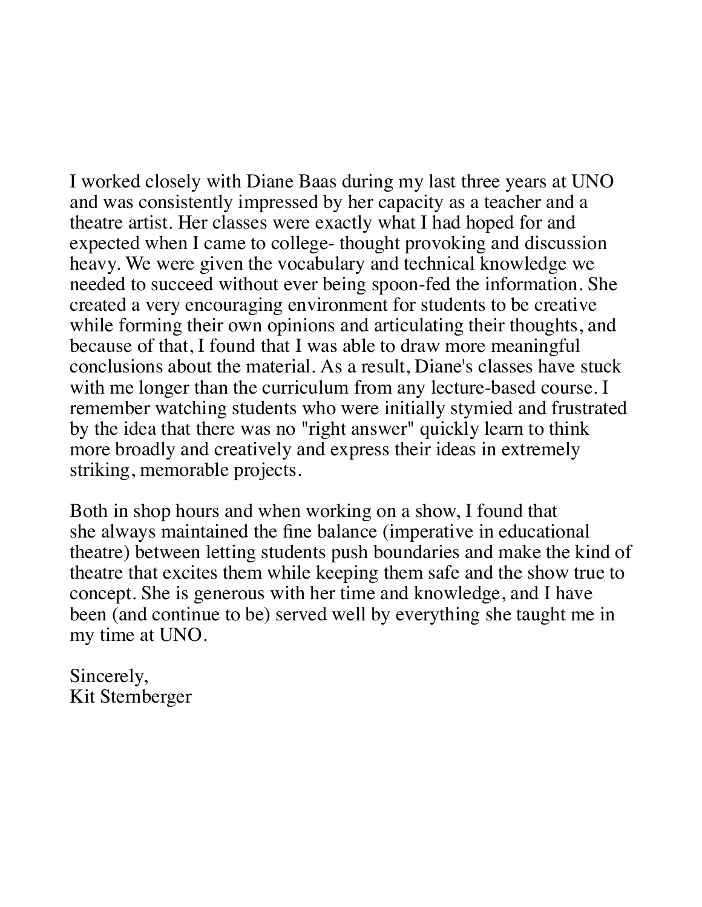I worked closely with Diane Baas during my last three years at UNO and was consistently impressed by her capacity as a teacher and a theatre artist. Her classes were exactly what I had hoped for and expected when I came to college- thought provoking and discussion heavy. We were given the vocabulary and technical knowledge we needed to succeed without ever being spoon-fed the information. She created a very encouraging environment for students to be creative while forming their own opinions and articulating their thoughts, and because of that, I found that I was able to draw more meaningful conclusions about the material. As a result, Diane's classes have stuck with me longer than the curriculum from any lecture-based course. I remember watching students who were initially stymied and frustrated by the idea that there was no "right answer" quickly learn to think more broadly and creatively and express their ideas in extremely striking, memorable projects.

Both in shop hours and when working on a show, I found that she always maintained the fine balance (imperative in educational theatre) between letting students push boundaries and make the kind of theatre that excites them while keeping them safe and the show true to concept. She is generous with her time and knowledge, and I have been (and continue to be) served well by everything she taught me in my time at UNO.

Sincerely,
Kit Sternberger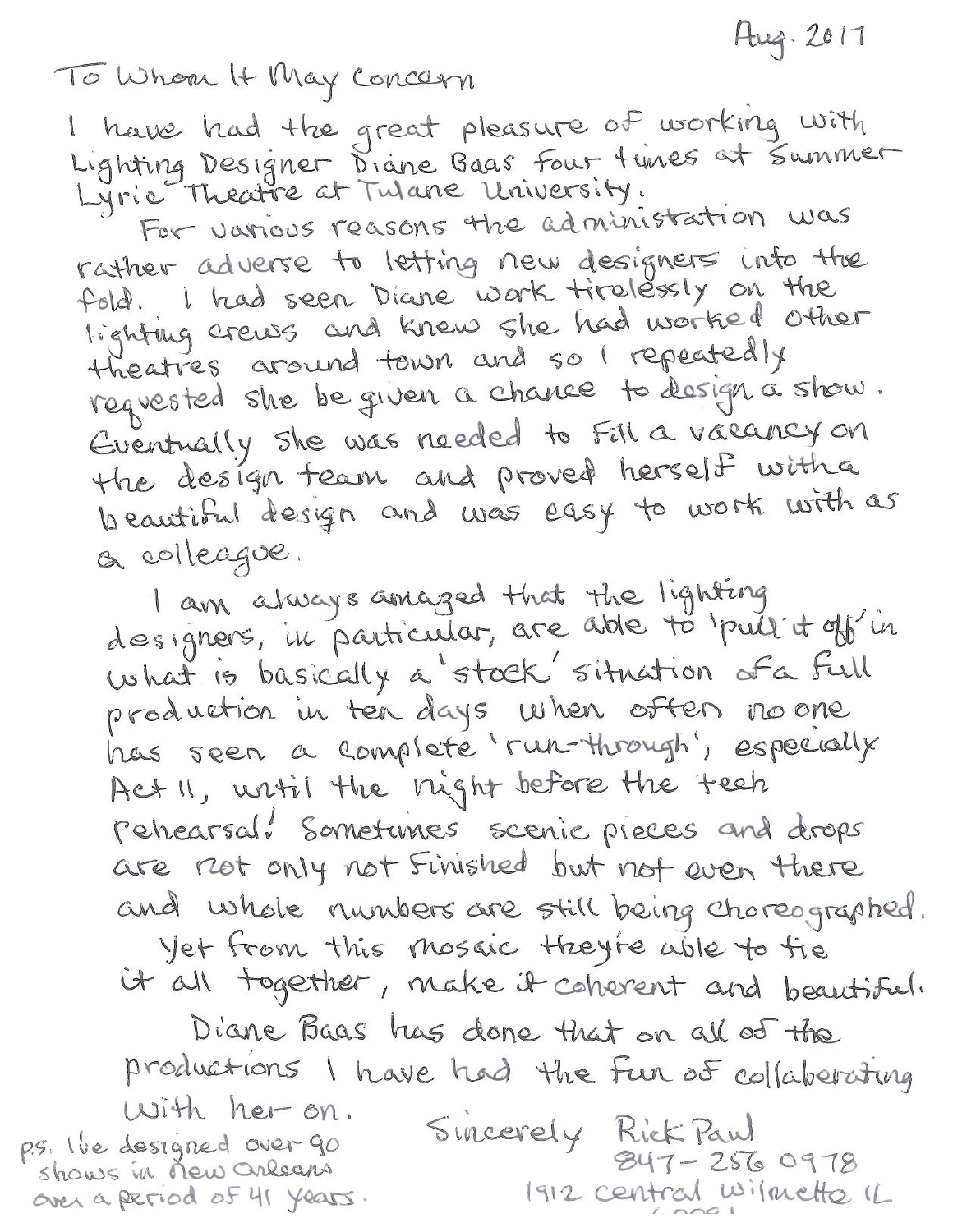Aug. 2017

To Whom It May Concern

I have had the great pleasure of working with Lighting Designer Diane Baas four times at Summer Lyric Theatre at Tulane University.

For various reasons the administration was rather adverse to letting new designers into the fold. I had seen Diane work tirelessly on the lighting crews and knew she had worked other theatres around town and so I repeatedly requested she be given a chance to design a show. Eventually she was needed to fill a vacancy on the design team and proved herself with a beautiful design and was easy to work with as a colleague.

I am always amazed that the lighting designers, in particular, are able to 'pull it off' in what is basically a 'stock' situation of a full production in ten days when often no one has seen a complete 'run-through', especially Act II, until the night before the tech rehearsal! Sometimes scenic pieces and drops are not only not finished but not even there and whole numbers are still being choreographed.

Yet from this mosaic they're able to tie it all together, make it coherent and beautiful.

Diane Baas has done that on all of the productions I have had the fun of collaborating with her on.

Sincerely Rick Paul
847-256 0978
1912 Central Wilmette IL 60091

P.S. I've designed over 90 shows in New Orleans over a period of 41 years.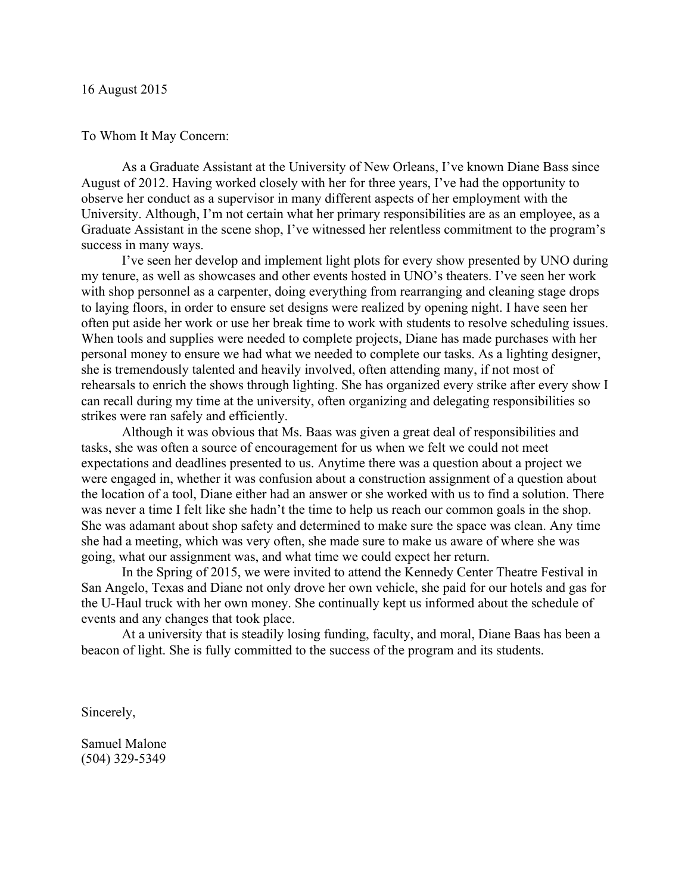16 August 2015

To Whom It May Concern:

As a Graduate Assistant at the University of New Orleans, I've known Diane Bass since August of 2012. Having worked closely with her for three years, I've had the opportunity to observe her conduct as a supervisor in many different aspects of her employment with the University. Although, I'm not certain what her primary responsibilities are as an employee, as a Graduate Assistant in the scene shop, I've witnessed her relentless commitment to the program's success in many ways.

I've seen her develop and implement light plots for every show presented by UNO during my tenure, as well as showcases and other events hosted in UNO's theaters. I've seen her work with shop personnel as a carpenter, doing everything from rearranging and cleaning stage drops to laying floors, in order to ensure set designs were realized by opening night. I have seen her often put aside her work or use her break time to work with students to resolve scheduling issues. When tools and supplies were needed to complete projects, Diane has made purchases with her personal money to ensure we had what we needed to complete our tasks. As a lighting designer, she is tremendously talented and heavily involved, often attending many, if not most of rehearsals to enrich the shows through lighting. She has organized every strike after every show I can recall during my time at the university, often organizing and delegating responsibilities so strikes were ran safely and efficiently.

Although it was obvious that Ms. Baas was given a great deal of responsibilities and tasks, she was often a source of encouragement for us when we felt we could not meet expectations and deadlines presented to us. Anytime there was a question about a project we were engaged in, whether it was confusion about a construction assignment of a question about the location of a tool, Diane either had an answer or she worked with us to find a solution. There was never a time I felt like she hadn't the time to help us reach our common goals in the shop. She was adamant about shop safety and determined to make sure the space was clean. Any time she had a meeting, which was very often, she made sure to make us aware of where she was going, what our assignment was, and what time we could expect her return.

In the Spring of 2015, we were invited to attend the Kennedy Center Theatre Festival in San Angelo, Texas and Diane not only drove her own vehicle, she paid for our hotels and gas for the U-Haul truck with her own money. She continually kept us informed about the schedule of events and any changes that took place.

At a university that is steadily losing funding, faculty, and moral, Diane Baas has been a beacon of light. She is fully committed to the success of the program and its students.

Sincerely,

Samuel Malone
(504) 329-5349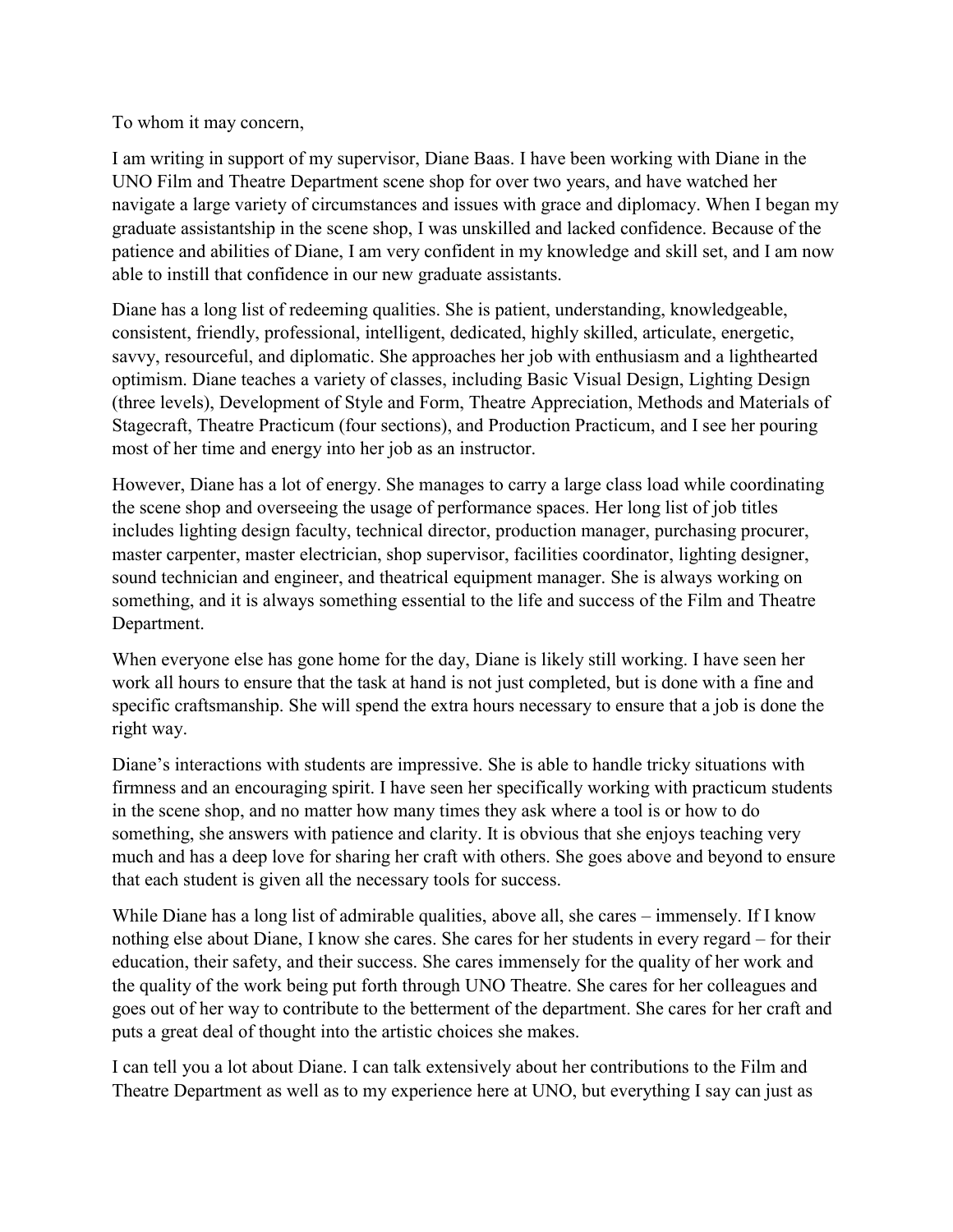To whom it may concern,

I am writing in support of my supervisor, Diane Baas. I have been working with Diane in the UNO Film and Theatre Department scene shop for over two years, and have watched her navigate a large variety of circumstances and issues with grace and diplomacy. When I began my graduate assistantship in the scene shop, I was unskilled and lacked confidence. Because of the patience and abilities of Diane, I am very confident in my knowledge and skill set, and I am now able to instill that confidence in our new graduate assistants.

Diane has a long list of redeeming qualities. She is patient, understanding, knowledgeable, consistent, friendly, professional, intelligent, dedicated, highly skilled, articulate, energetic, savvy, resourceful, and diplomatic. She approaches her job with enthusiasm and a lighthearted optimism. Diane teaches a variety of classes, including Basic Visual Design, Lighting Design (three levels), Development of Style and Form, Theatre Appreciation, Methods and Materials of Stagecraft, Theatre Practicum (four sections), and Production Practicum, and I see her pouring most of her time and energy into her job as an instructor.

However, Diane has a lot of energy. She manages to carry a large class load while coordinating the scene shop and overseeing the usage of performance spaces. Her long list of job titles includes lighting design faculty, technical director, production manager, purchasing procurer, master carpenter, master electrician, shop supervisor, facilities coordinator, lighting designer, sound technician and engineer, and theatrical equipment manager. She is always working on something, and it is always something essential to the life and success of the Film and Theatre Department.

When everyone else has gone home for the day, Diane is likely still working. I have seen her work all hours to ensure that the task at hand is not just completed, but is done with a fine and specific craftsmanship. She will spend the extra hours necessary to ensure that a job is done the right way.

Diane's interactions with students are impressive. She is able to handle tricky situations with firmness and an encouraging spirit. I have seen her specifically working with practicum students in the scene shop, and no matter how many times they ask where a tool is or how to do something, she answers with patience and clarity. It is obvious that she enjoys teaching very much and has a deep love for sharing her craft with others. She goes above and beyond to ensure that each student is given all the necessary tools for success.

While Diane has a long list of admirable qualities, above all, she cares – immensely. If I know nothing else about Diane, I know she cares. She cares for her students in every regard – for their education, their safety, and their success. She cares immensely for the quality of her work and the quality of the work being put forth through UNO Theatre. She cares for her colleagues and goes out of her way to contribute to the betterment of the department. She cares for her craft and puts a great deal of thought into the artistic choices she makes.

I can tell you a lot about Diane. I can talk extensively about her contributions to the Film and Theatre Department as well as to my experience here at UNO, but everything I say can just as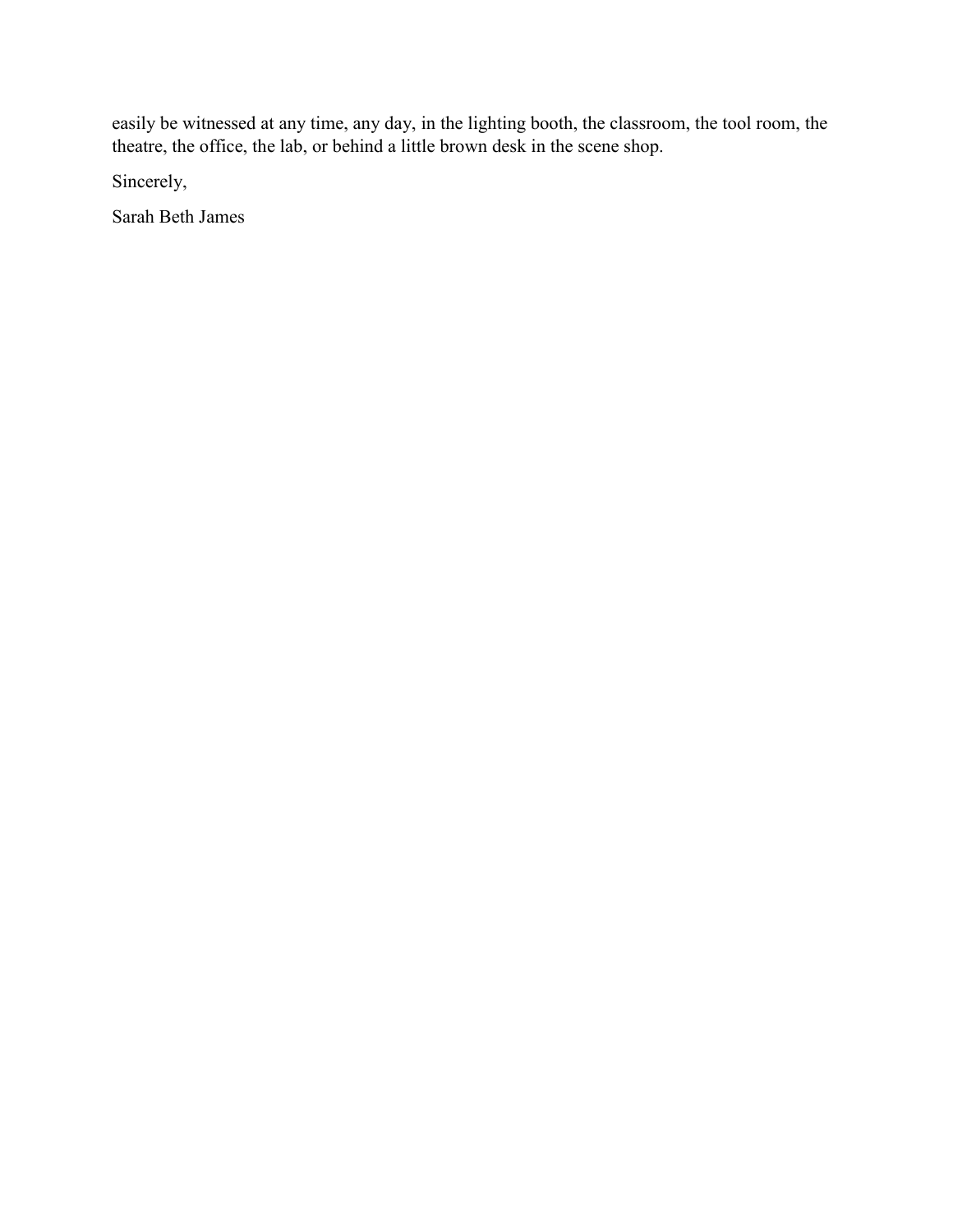easily be witnessed at any time, any day, in the lighting booth, the classroom, the tool room, the theatre, the office, the lab, or behind a little brown desk in the scene shop.

Sincerely,

Sarah Beth James